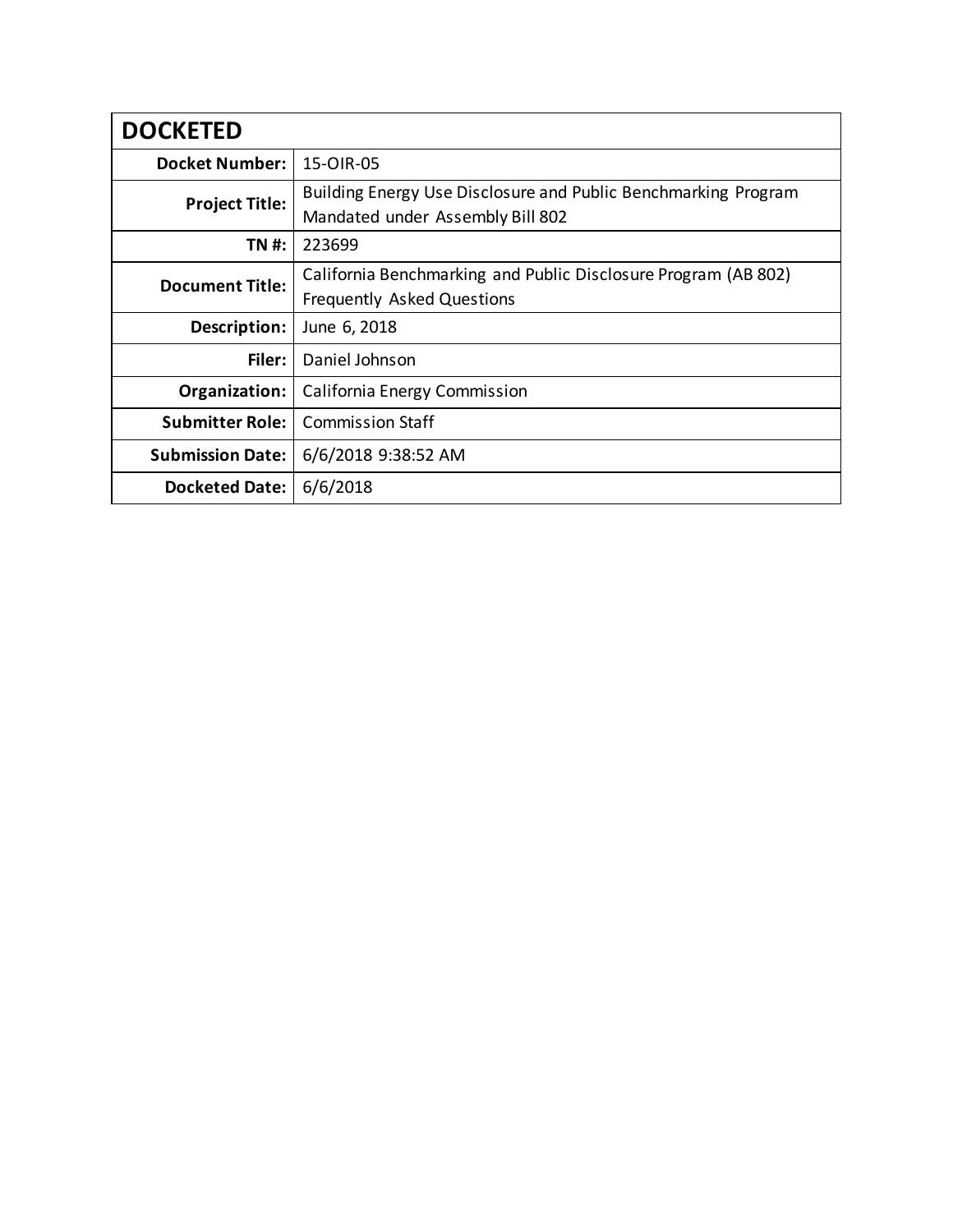| DOCKETED | |
|---|---|
| **Docket Number:** | 15-OIR-05 |
| **Project Title:** | Building Energy Use Disclosure and Public Benchmarking Program Mandated under Assembly Bill 802 |
| **TN #:** | 223699 |
| **Document Title:** | California Benchmarking and Public Disclosure Program (AB 802) Frequently Asked Questions |
| **Description:** | June 6, 2018 |
| **Filer:** | Daniel Johnson |
| **Organization:** | California Energy Commission |
| **Submitter Role:** | Commission Staff |
| **Submission Date:** | 6/6/2018 9:38:52 AM |
| **Docketed Date:** | 6/6/2018 |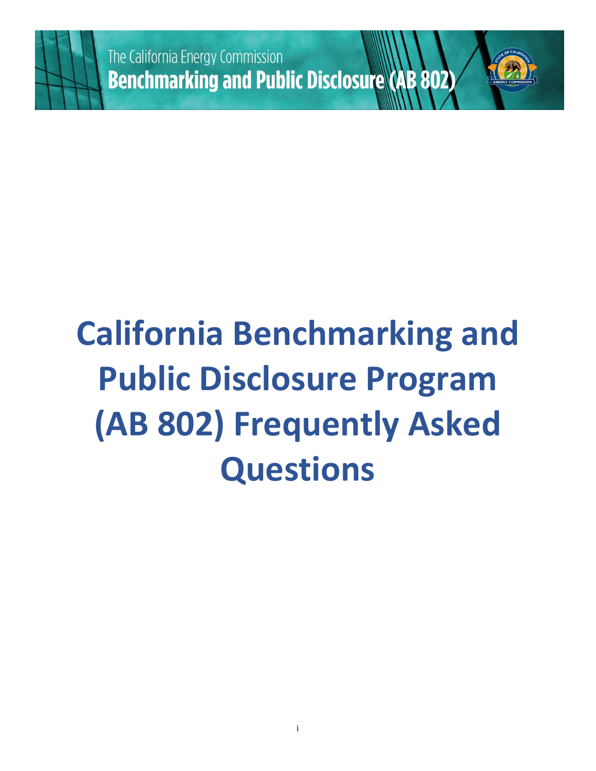The California Energy Commission
**Benchmarking and Public Disclosure (AB 802)**

# California Benchmarking and Public Disclosure Program (AB 802) Frequently Asked Questions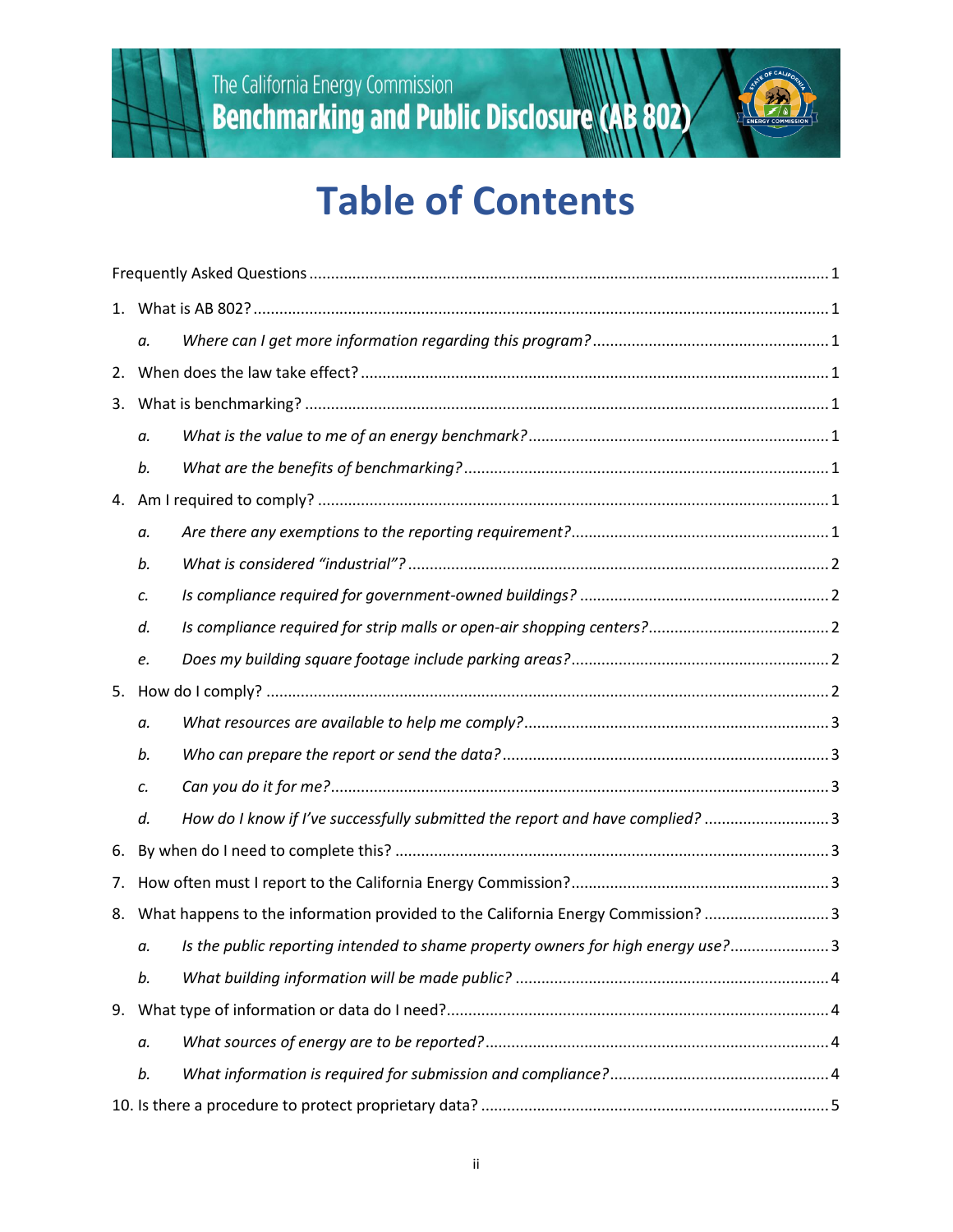# Table of Contents

Frequently Asked Questions ........ 1

1. What is AB 802? ........ 1
   - a. *Where can I get more information regarding this program?* ........ 1
2. When does the law take effect? ........ 1
3. What is benchmarking? ........ 1
   - a. *What is the value to me of an energy benchmark?* ........ 1
   - b. *What are the benefits of benchmarking?* ........ 1
4. Am I required to comply? ........ 1
   - a. *Are there any exemptions to the reporting requirement?* ........ 1
   - b. *What is considered "industrial"?* ........ 2
   - c. *Is compliance required for government-owned buildings?* ........ 2
   - d. *Is compliance required for strip malls or open-air shopping centers?* ........ 2
   - e. *Does my building square footage include parking areas?* ........ 2
5. How do I comply? ........ 2
   - a. *What resources are available to help me comply?* ........ 3
   - b. *Who can prepare the report or send the data?* ........ 3
   - c. *Can you do it for me?* ........ 3
   - d. *How do I know if I've successfully submitted the report and have complied?* ........ 3
6. By when do I need to complete this? ........ 3
7. How often must I report to the California Energy Commission? ........ 3
8. What happens to the information provided to the California Energy Commission? ........ 3
   - a. *Is the public reporting intended to shame property owners for high energy use?* ........ 3
   - b. *What building information will be made public?* ........ 4
9. What type of information or data do I need? ........ 4
   - a. *What sources of energy are to be reported?* ........ 4
   - b. *What information is required for submission and compliance?* ........ 4
10. Is there a procedure to protect proprietary data? ........ 5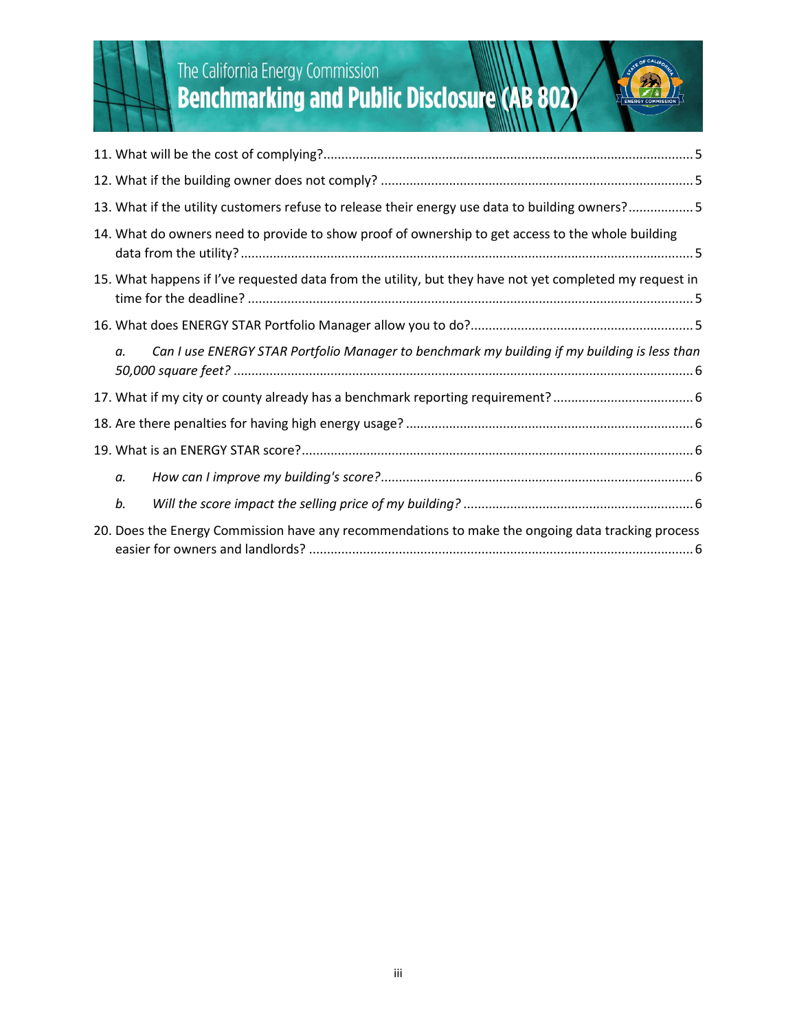11. What will be the cost of complying? ..... 5
12. What if the building owner does not comply? ..... 5
13. What if the utility customers refuse to release their energy use data to building owners? ..... 5
14. What do owners need to provide to show proof of ownership to get access to the whole building data from the utility? ..... 5
15. What happens if I've requested data from the utility, but they have not yet completed my request in time for the deadline? ..... 5
16. What does ENERGY STAR Portfolio Manager allow you to do? ..... 5
    a. *Can I use ENERGY STAR Portfolio Manager to benchmark my building if my building is less than 50,000 square feet?* ..... 6
17. What if my city or county already has a benchmark reporting requirement? ..... 6
18. Are there penalties for having high energy usage? ..... 6
19. What is an ENERGY STAR score? ..... 6
    a. *How can I improve my building's score?* ..... 6
    b. *Will the score impact the selling price of my building?* ..... 6
20. Does the Energy Commission have any recommendations to make the ongoing data tracking process easier for owners and landlords? ..... 6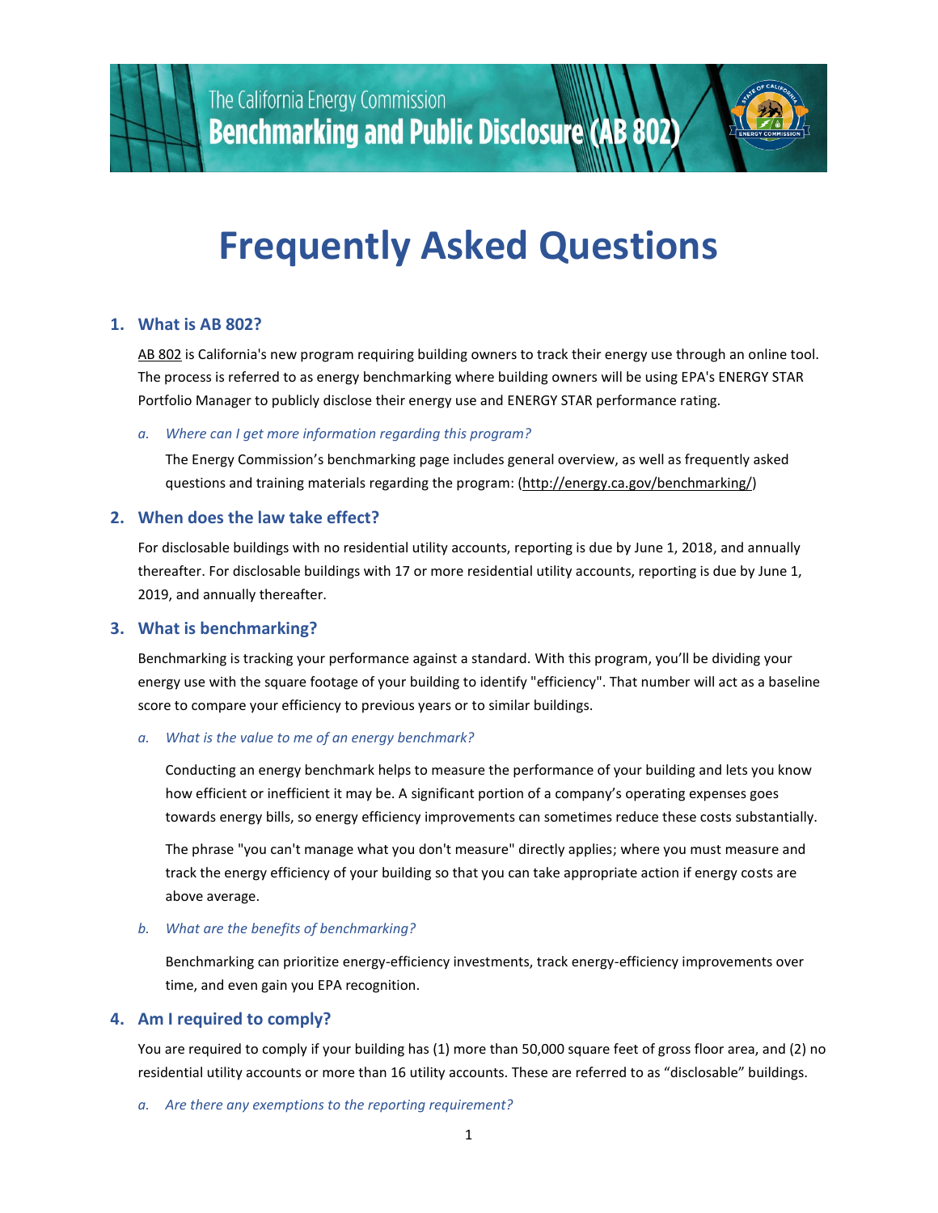The California Energy Commission
**Benchmarking and Public Disclosure (AB 802)**

# Frequently Asked Questions

## 1. What is AB 802?

AB 802 is California's new program requiring building owners to track their energy use through an online tool. The process is referred to as energy benchmarking where building owners will be using EPA's ENERGY STAR Portfolio Manager to publicly disclose their energy use and ENERGY STAR performance rating.

### *a. Where can I get more information regarding this program?*

The Energy Commission's benchmarking page includes general overview, as well as frequently asked questions and training materials regarding the program: (http://energy.ca.gov/benchmarking/)

## 2. When does the law take effect?

For disclosable buildings with no residential utility accounts, reporting is due by June 1, 2018, and annually thereafter. For disclosable buildings with 17 or more residential utility accounts, reporting is due by June 1, 2019, and annually thereafter.

## 3. What is benchmarking?

Benchmarking is tracking your performance against a standard. With this program, you'll be dividing your energy use with the square footage of your building to identify "efficiency". That number will act as a baseline score to compare your efficiency to previous years or to similar buildings.

### *a. What is the value to me of an energy benchmark?*

Conducting an energy benchmark helps to measure the performance of your building and lets you know how efficient or inefficient it may be. A significant portion of a company's operating expenses goes towards energy bills, so energy efficiency improvements can sometimes reduce these costs substantially.

The phrase "you can't manage what you don't measure" directly applies; where you must measure and track the energy efficiency of your building so that you can take appropriate action if energy costs are above average.

### *b. What are the benefits of benchmarking?*

Benchmarking can prioritize energy-efficiency investments, track energy-efficiency improvements over time, and even gain you EPA recognition.

## 4. Am I required to comply?

You are required to comply if your building has (1) more than 50,000 square feet of gross floor area, and (2) no residential utility accounts or more than 16 utility accounts. These are referred to as "disclosable" buildings.

### *a. Are there any exemptions to the reporting requirement?*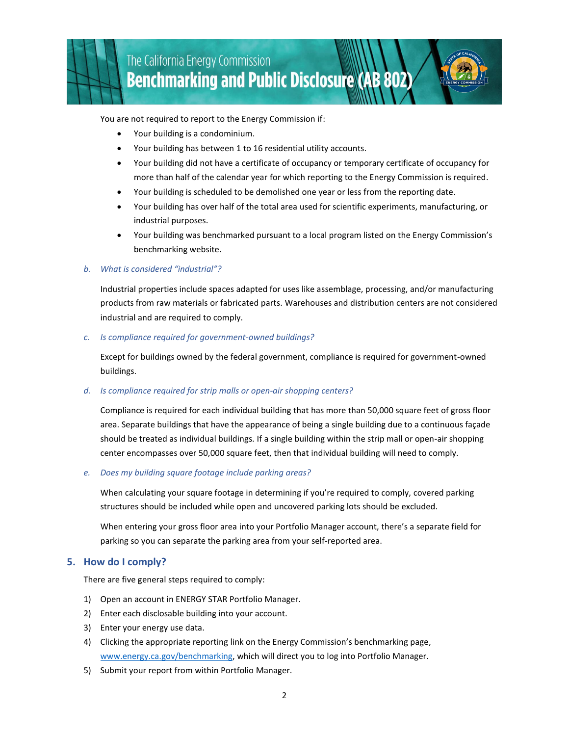You are not required to report to the Energy Commission if:

- Your building is a condominium.
- Your building has between 1 to 16 residential utility accounts.
- Your building did not have a certificate of occupancy or temporary certificate of occupancy for more than half of the calendar year for which reporting to the Energy Commission is required.
- Your building is scheduled to be demolished one year or less from the reporting date.
- Your building has over half of the total area used for scientific experiments, manufacturing, or industrial purposes.
- Your building was benchmarked pursuant to a local program listed on the Energy Commission's benchmarking website.

*b. What is considered "industrial"?*

Industrial properties include spaces adapted for uses like assemblage, processing, and/or manufacturing products from raw materials or fabricated parts. Warehouses and distribution centers are not considered industrial and are required to comply.

*c. Is compliance required for government-owned buildings?*

Except for buildings owned by the federal government, compliance is required for government-owned buildings.

*d. Is compliance required for strip malls or open-air shopping centers?*

Compliance is required for each individual building that has more than 50,000 square feet of gross floor area. Separate buildings that have the appearance of being a single building due to a continuous façade should be treated as individual buildings. If a single building within the strip mall or open-air shopping center encompasses over 50,000 square feet, then that individual building will need to comply.

*e. Does my building square footage include parking areas?*

When calculating your square footage in determining if you're required to comply, covered parking structures should be included while open and uncovered parking lots should be excluded.

When entering your gross floor area into your Portfolio Manager account, there's a separate field for parking so you can separate the parking area from your self-reported area.

## 5. How do I comply?

There are five general steps required to comply:

1) Open an account in ENERGY STAR Portfolio Manager.
2) Enter each disclosable building into your account.
3) Enter your energy use data.
4) Clicking the appropriate reporting link on the Energy Commission's benchmarking page, [www.energy.ca.gov/benchmarking](http://www.energy.ca.gov/benchmarking), which will direct you to log into Portfolio Manager.
5) Submit your report from within Portfolio Manager.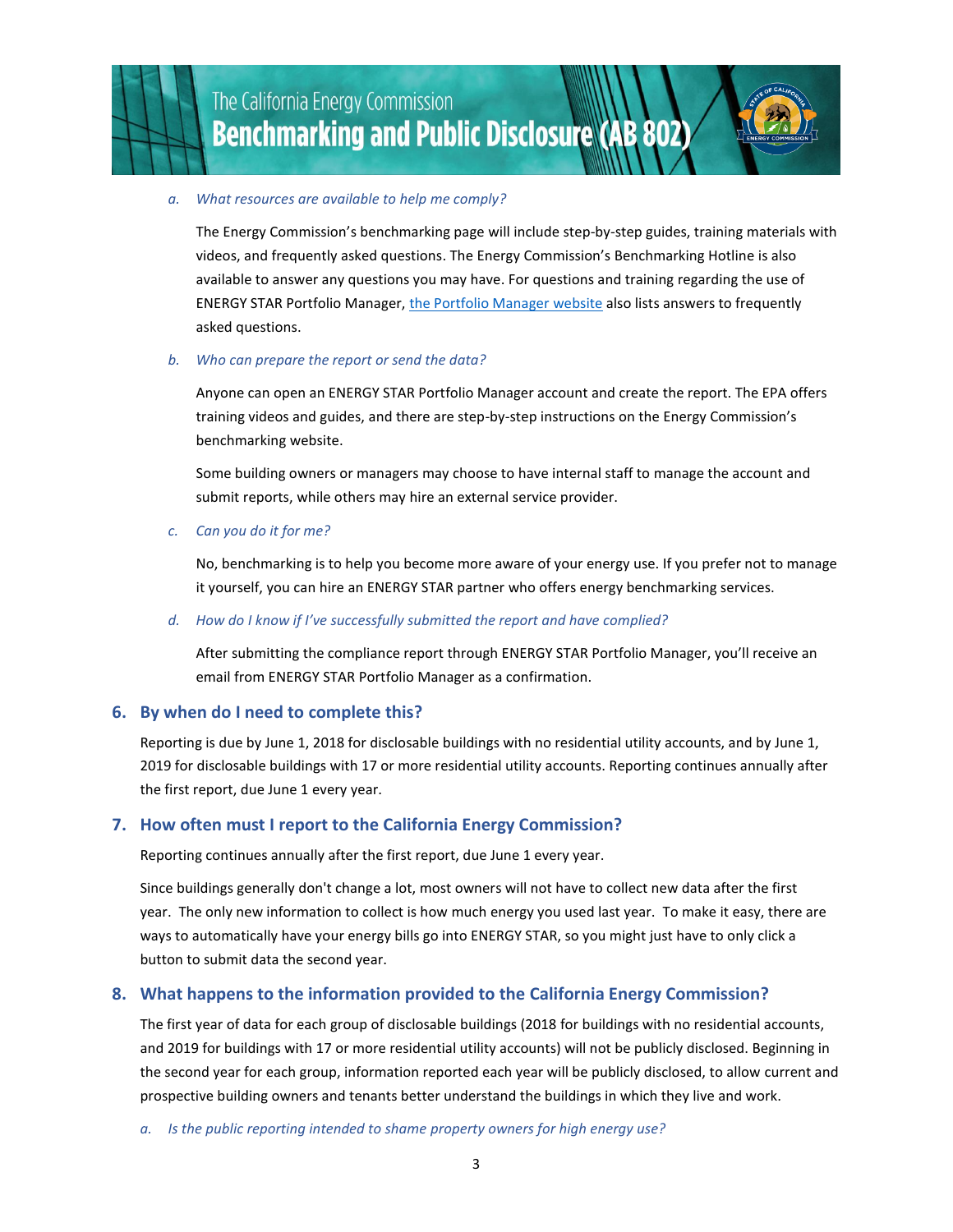*a. What resources are available to help me comply?*

The Energy Commission's benchmarking page will include step-by-step guides, training materials with videos, and frequently asked questions. The Energy Commission's Benchmarking Hotline is also available to answer any questions you may have. For questions and training regarding the use of ENERGY STAR Portfolio Manager, [the Portfolio Manager website]() also lists answers to frequently asked questions.

*b. Who can prepare the report or send the data?*

Anyone can open an ENERGY STAR Portfolio Manager account and create the report. The EPA offers training videos and guides, and there are step-by-step instructions on the Energy Commission's benchmarking website.

Some building owners or managers may choose to have internal staff to manage the account and submit reports, while others may hire an external service provider.

*c. Can you do it for me?*

No, benchmarking is to help you become more aware of your energy use. If you prefer not to manage it yourself, you can hire an ENERGY STAR partner who offers energy benchmarking services.

*d. How do I know if I've successfully submitted the report and have complied?*

After submitting the compliance report through ENERGY STAR Portfolio Manager, you'll receive an email from ENERGY STAR Portfolio Manager as a confirmation.

## 6. By when do I need to complete this?

Reporting is due by June 1, 2018 for disclosable buildings with no residential utility accounts, and by June 1, 2019 for disclosable buildings with 17 or more residential utility accounts. Reporting continues annually after the first report, due June 1 every year.

## 7. How often must I report to the California Energy Commission?

Reporting continues annually after the first report, due June 1 every year.

Since buildings generally don't change a lot, most owners will not have to collect new data after the first year. The only new information to collect is how much energy you used last year. To make it easy, there are ways to automatically have your energy bills go into ENERGY STAR, so you might just have to only click a button to submit data the second year.

## 8. What happens to the information provided to the California Energy Commission?

The first year of data for each group of disclosable buildings (2018 for buildings with no residential accounts, and 2019 for buildings with 17 or more residential utility accounts) will not be publicly disclosed. Beginning in the second year for each group, information reported each year will be publicly disclosed, to allow current and prospective building owners and tenants better understand the buildings in which they live and work.

*a. Is the public reporting intended to shame property owners for high energy use?*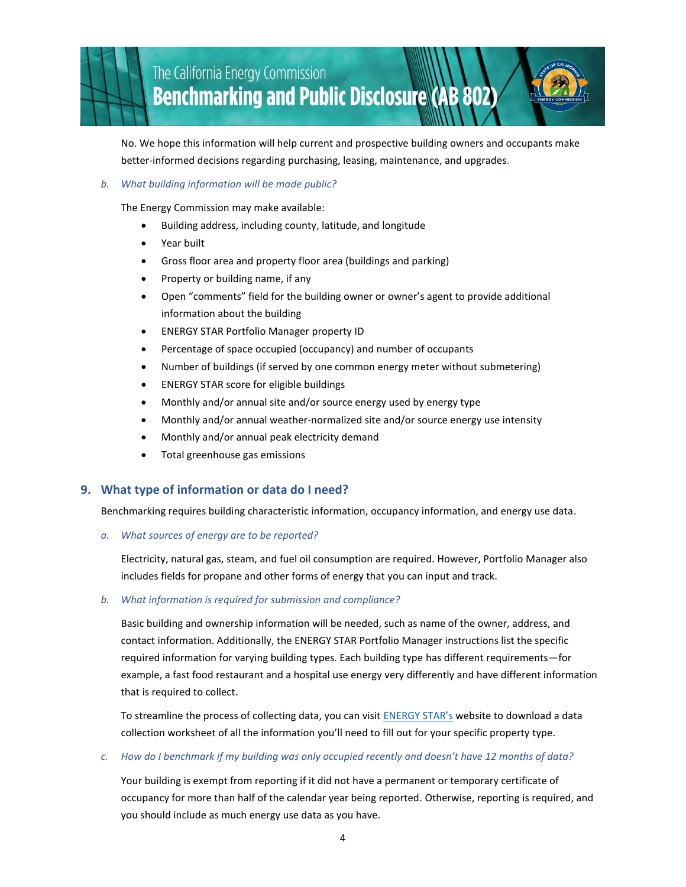No. We hope this information will help current and prospective building owners and occupants make better-informed decisions regarding purchasing, leasing, maintenance, and upgrades.

*b. What building information will be made public?*

The Energy Commission may make available:

- Building address, including county, latitude, and longitude
- Year built
- Gross floor area and property floor area (buildings and parking)
- Property or building name, if any
- Open "comments" field for the building owner or owner's agent to provide additional information about the building
- ENERGY STAR Portfolio Manager property ID
- Percentage of space occupied (occupancy) and number of occupants
- Number of buildings (if served by one common energy meter without submetering)
- ENERGY STAR score for eligible buildings
- Monthly and/or annual site and/or source energy used by energy type
- Monthly and/or annual weather-normalized site and/or source energy use intensity
- Monthly and/or annual peak electricity demand
- Total greenhouse gas emissions

## 9. What type of information or data do I need?

Benchmarking requires building characteristic information, occupancy information, and energy use data.

*a. What sources of energy are to be reported?*

Electricity, natural gas, steam, and fuel oil consumption are required. However, Portfolio Manager also includes fields for propane and other forms of energy that you can input and track.

*b. What information is required for submission and compliance?*

Basic building and ownership information will be needed, such as name of the owner, address, and contact information. Additionally, the ENERGY STAR Portfolio Manager instructions list the specific required information for varying building types. Each building type has different requirements—for example, a fast food restaurant and a hospital use energy very differently and have different information that is required to collect.

To streamline the process of collecting data, you can visit ENERGY STAR's website to download a data collection worksheet of all the information you'll need to fill out for your specific property type.

*c. How do I benchmark if my building was only occupied recently and doesn't have 12 months of data?*

Your building is exempt from reporting if it did not have a permanent or temporary certificate of occupancy for more than half of the calendar year being reported. Otherwise, reporting is required, and you should include as much energy use data as you have.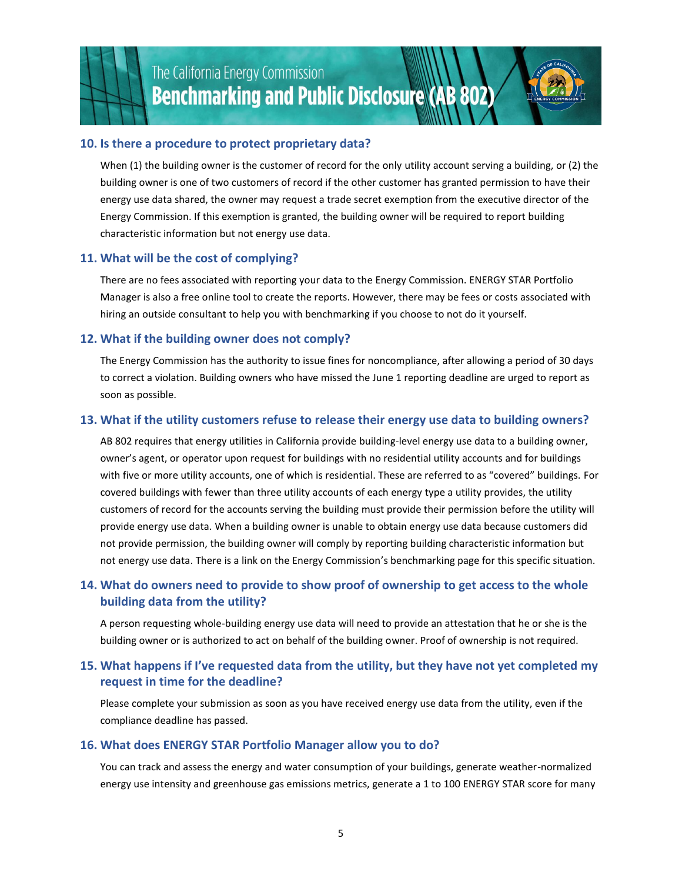### 10. Is there a procedure to protect proprietary data?

When (1) the building owner is the customer of record for the only utility account serving a building, or (2) the building owner is one of two customers of record if the other customer has granted permission to have their energy use data shared, the owner may request a trade secret exemption from the executive director of the Energy Commission. If this exemption is granted, the building owner will be required to report building characteristic information but not energy use data.

### 11. What will be the cost of complying?

There are no fees associated with reporting your data to the Energy Commission. ENERGY STAR Portfolio Manager is also a free online tool to create the reports. However, there may be fees or costs associated with hiring an outside consultant to help you with benchmarking if you choose to not do it yourself.

### 12. What if the building owner does not comply?

The Energy Commission has the authority to issue fines for noncompliance, after allowing a period of 30 days to correct a violation. Building owners who have missed the June 1 reporting deadline are urged to report as soon as possible.

### 13. What if the utility customers refuse to release their energy use data to building owners?

AB 802 requires that energy utilities in California provide building-level energy use data to a building owner, owner's agent, or operator upon request for buildings with no residential utility accounts and for buildings with five or more utility accounts, one of which is residential. These are referred to as "covered" buildings. For covered buildings with fewer than three utility accounts of each energy type a utility provides, the utility customers of record for the accounts serving the building must provide their permission before the utility will provide energy use data. When a building owner is unable to obtain energy use data because customers did not provide permission, the building owner will comply by reporting building characteristic information but not energy use data. There is a link on the Energy Commission's benchmarking page for this specific situation.

### 14. What do owners need to provide to show proof of ownership to get access to the whole building data from the utility?

A person requesting whole-building energy use data will need to provide an attestation that he or she is the building owner or is authorized to act on behalf of the building owner. Proof of ownership is not required.

### 15. What happens if I've requested data from the utility, but they have not yet completed my request in time for the deadline?

Please complete your submission as soon as you have received energy use data from the utility, even if the compliance deadline has passed.

### 16. What does ENERGY STAR Portfolio Manager allow you to do?

You can track and assess the energy and water consumption of your buildings, generate weather-normalized energy use intensity and greenhouse gas emissions metrics, generate a 1 to 100 ENERGY STAR score for many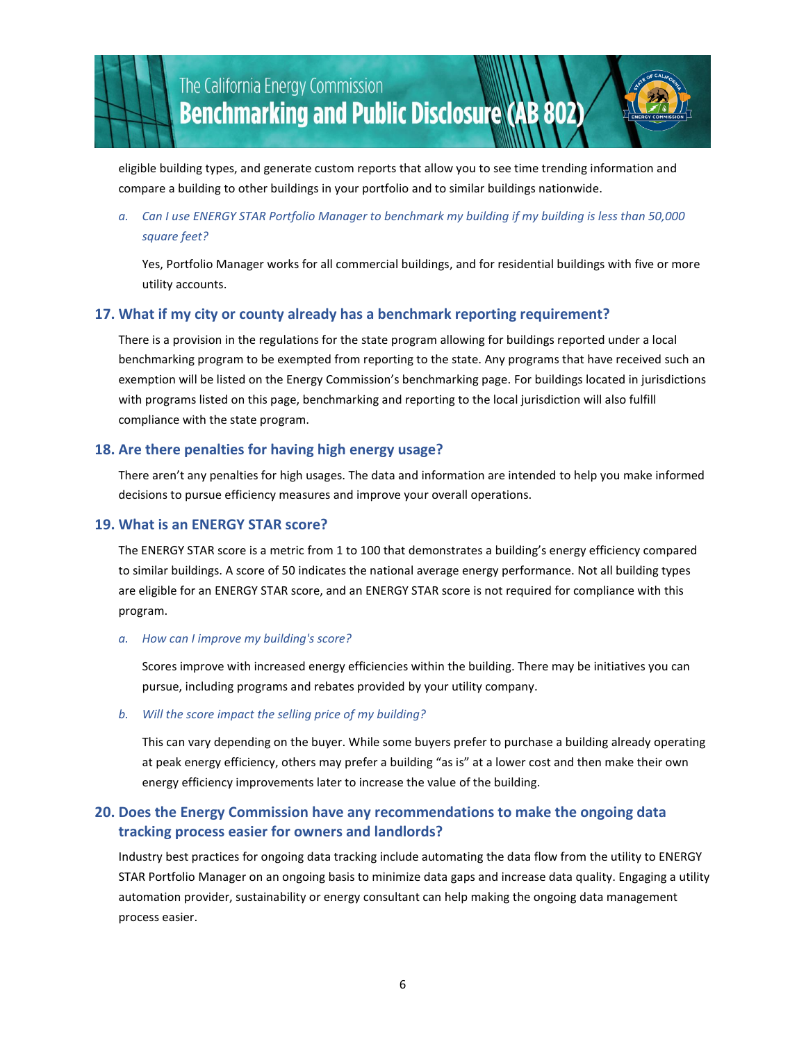eligible building types, and generate custom reports that allow you to see time trending information and compare a building to other buildings in your portfolio and to similar buildings nationwide.

a. *Can I use ENERGY STAR Portfolio Manager to benchmark my building if my building is less than 50,000 square feet?*

   Yes, Portfolio Manager works for all commercial buildings, and for residential buildings with five or more utility accounts.

## 17. What if my city or county already has a benchmark reporting requirement?

There is a provision in the regulations for the state program allowing for buildings reported under a local benchmarking program to be exempted from reporting to the state. Any programs that have received such an exemption will be listed on the Energy Commission's benchmarking page. For buildings located in jurisdictions with programs listed on this page, benchmarking and reporting to the local jurisdiction will also fulfill compliance with the state program.

## 18. Are there penalties for having high energy usage?

There aren't any penalties for high usages. The data and information are intended to help you make informed decisions to pursue efficiency measures and improve your overall operations.

## 19. What is an ENERGY STAR score?

The ENERGY STAR score is a metric from 1 to 100 that demonstrates a building's energy efficiency compared to similar buildings. A score of 50 indicates the national average energy performance. Not all building types are eligible for an ENERGY STAR score, and an ENERGY STAR score is not required for compliance with this program.

a. *How can I improve my building's score?*

   Scores improve with increased energy efficiencies within the building. There may be initiatives you can pursue, including programs and rebates provided by your utility company.

b. *Will the score impact the selling price of my building?*

   This can vary depending on the buyer. While some buyers prefer to purchase a building already operating at peak energy efficiency, others may prefer a building "as is" at a lower cost and then make their own energy efficiency improvements later to increase the value of the building.

## 20. Does the Energy Commission have any recommendations to make the ongoing data tracking process easier for owners and landlords?

Industry best practices for ongoing data tracking include automating the data flow from the utility to ENERGY STAR Portfolio Manager on an ongoing basis to minimize data gaps and increase data quality. Engaging a utility automation provider, sustainability or energy consultant can help making the ongoing data management process easier.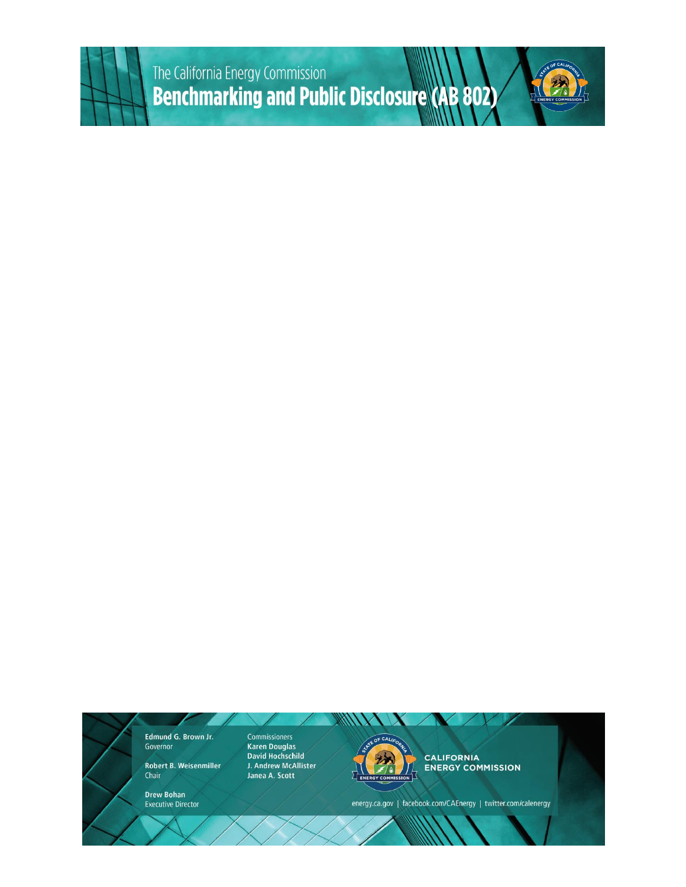The California Energy Commission

# Benchmarking and Public Disclosure (AB 802)

**Edmund G. Brown Jr.**
Governor

**Robert B. Weisenmiller**
Chair

**Drew Bohan**
Executive Director

Commissioners
**Karen Douglas**
**David Hochschild**
**J. Andrew McAllister**
**Janea A. Scott**

**CALIFORNIA ENERGY COMMISSION**

energy.ca.gov | facebook.com/CAEnergy | twitter.com/calenergy